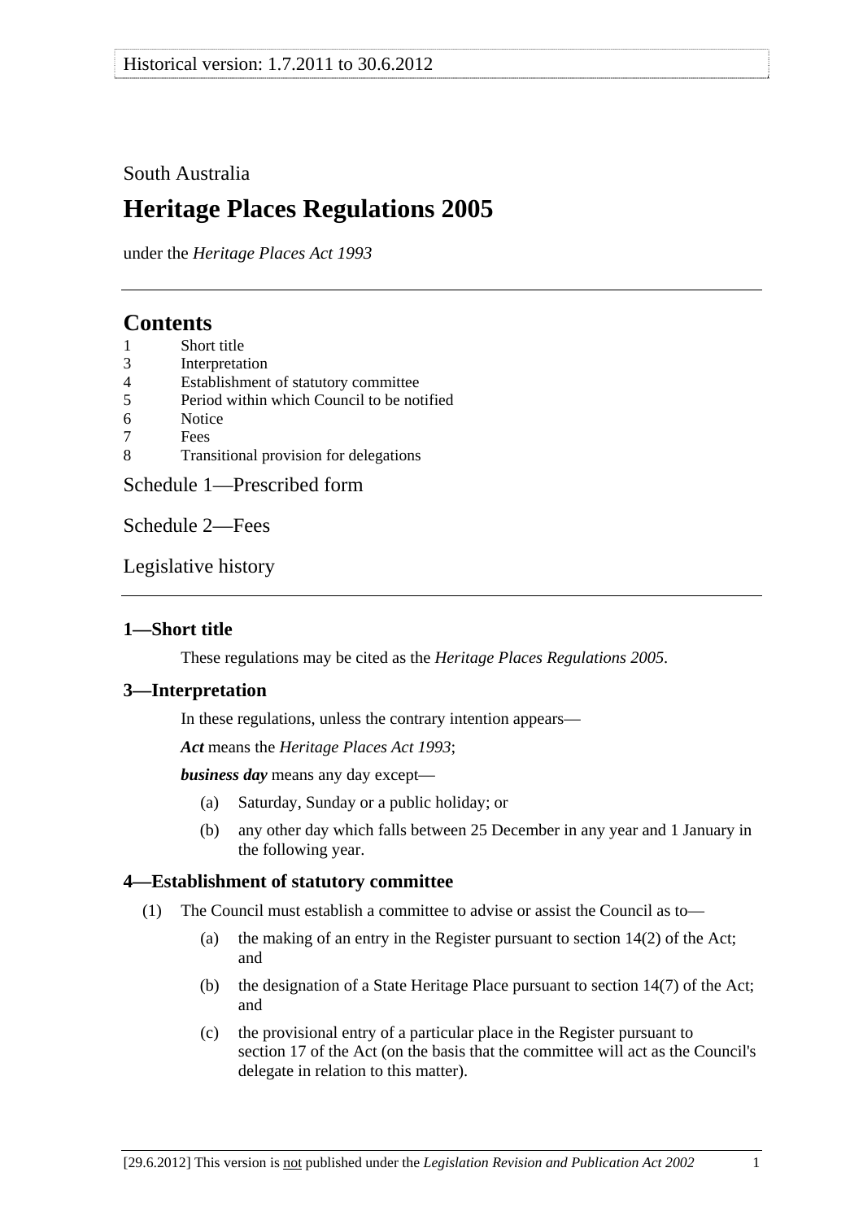South Australia

# Heritage Places Regulations 2005

under the *Heritage Places Act 1993*

## Contents

1 Short title
3 Interpretation
4 Establishment of statutory committee
5 Period within which Council to be notified
6 Notice
7 Fees
8 Transitional provision for delegations

Schedule 1—Prescribed form

Schedule 2—Fees

Legislative history

### 1—Short title

These regulations may be cited as the *Heritage Places Regulations 2005*.

### 3—Interpretation

In these regulations, unless the contrary intention appears—

***Act*** means the *Heritage Places Act 1993*;

***business day*** means any day except—

(a) Saturday, Sunday or a public holiday; or

(b) any other day which falls between 25 December in any year and 1 January in the following year.

### 4—Establishment of statutory committee

(1) The Council must establish a committee to advise or assist the Council as to—

(a) the making of an entry in the Register pursuant to section 14(2) of the Act; and

(b) the designation of a State Heritage Place pursuant to section 14(7) of the Act; and

(c) the provisional entry of a particular place in the Register pursuant to section 17 of the Act (on the basis that the committee will act as the Council's delegate in relation to this matter).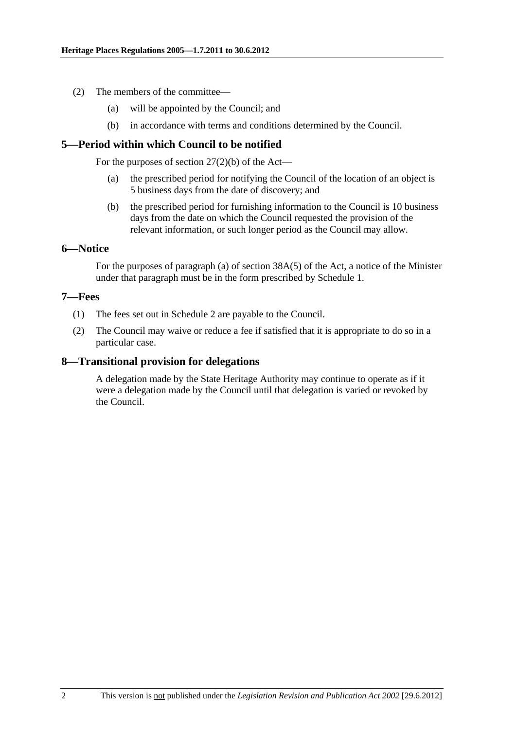(2) The members of the committee—

(a) will be appointed by the Council; and

(b) in accordance with terms and conditions determined by the Council.

## 5—Period within which Council to be notified

For the purposes of section 27(2)(b) of the Act—

(a) the prescribed period for notifying the Council of the location of an object is 5 business days from the date of discovery; and

(b) the prescribed period for furnishing information to the Council is 10 business days from the date on which the Council requested the provision of the relevant information, or such longer period as the Council may allow.

## 6—Notice

For the purposes of paragraph (a) of section 38A(5) of the Act, a notice of the Minister under that paragraph must be in the form prescribed by Schedule 1.

## 7—Fees

(1) The fees set out in Schedule 2 are payable to the Council.

(2) The Council may waive or reduce a fee if satisfied that it is appropriate to do so in a particular case.

## 8—Transitional provision for delegations

A delegation made by the State Heritage Authority may continue to operate as if it were a delegation made by the Council until that delegation is varied or revoked by the Council.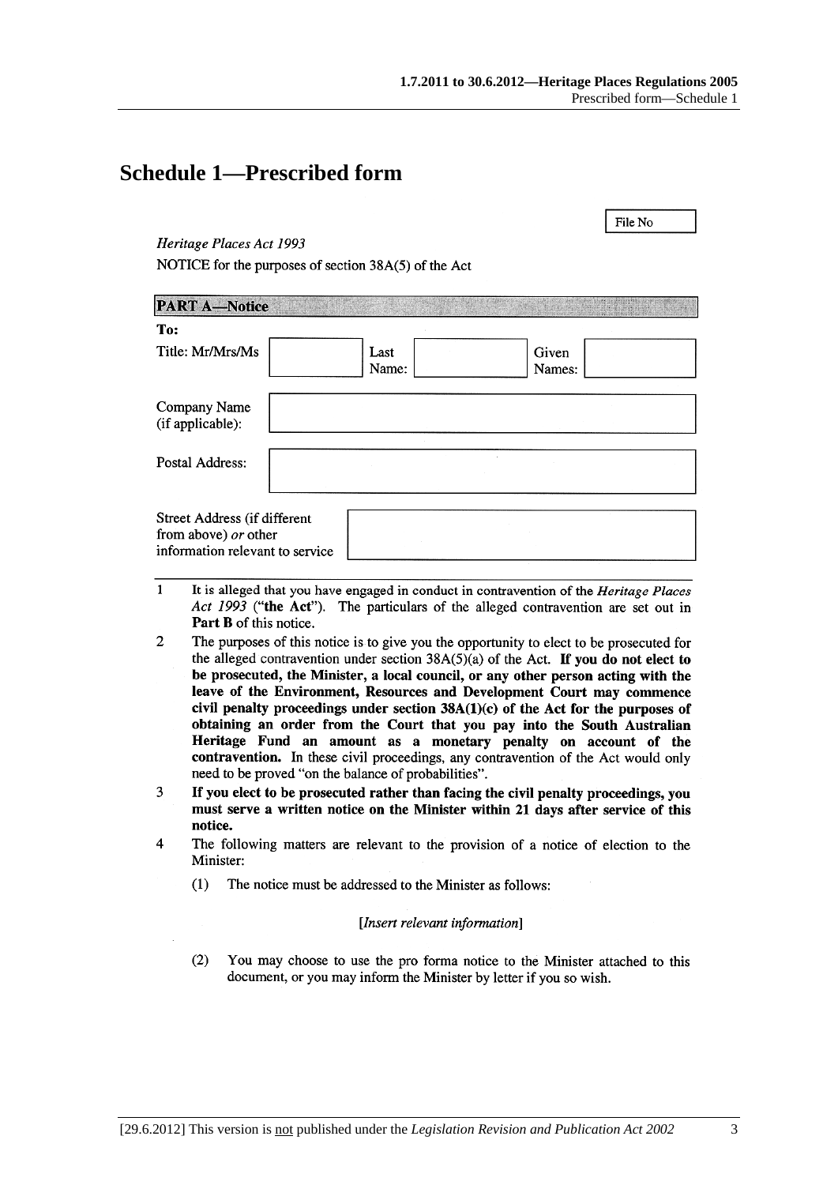# Schedule 1—Prescribed form

File No

*Heritage Places Act 1993*

NOTICE for the purposes of section 38A(5) of the Act

**PART A—Notice**

**To:**

| Title: Mr/Mrs/Ms | | Last Name: | | Given Names: | |
|---|---|---|---|---|---|

| | |
|---|---|
| Company Name (if applicable): | |
| Postal Address: | |
| Street Address (if different from above) *or* other information relevant to service | |

1 It is alleged that you have engaged in conduct in contravention of the *Heritage Places Act 1993* (**"the Act"**). The particulars of the alleged contravention are set out in **Part B** of this notice.

2 The purposes of this notice is to give you the opportunity to elect to be prosecuted for the alleged contravention under section 38A(5)(a) of the Act. **If you do not elect to be prosecuted, the Minister, a local council, or any other person acting with the leave of the Environment, Resources and Development Court may commence civil penalty proceedings under section 38A(1)(c) of the Act for the purposes of obtaining an order from the Court that you pay into the South Australian Heritage Fund an amount as a monetary penalty on account of the contravention.** In these civil proceedings, any contravention of the Act would only need to be proved "on the balance of probabilities".

3 **If you elect to be prosecuted rather than facing the civil penalty proceedings, you must serve a written notice on the Minister within 21 days after service of this notice.**

4 The following matters are relevant to the provision of a notice of election to the Minister:

(1) The notice must be addressed to the Minister as follows:

[*Insert relevant information*]

(2) You may choose to use the pro forma notice to the Minister attached to this document, or you may inform the Minister by letter if you so wish.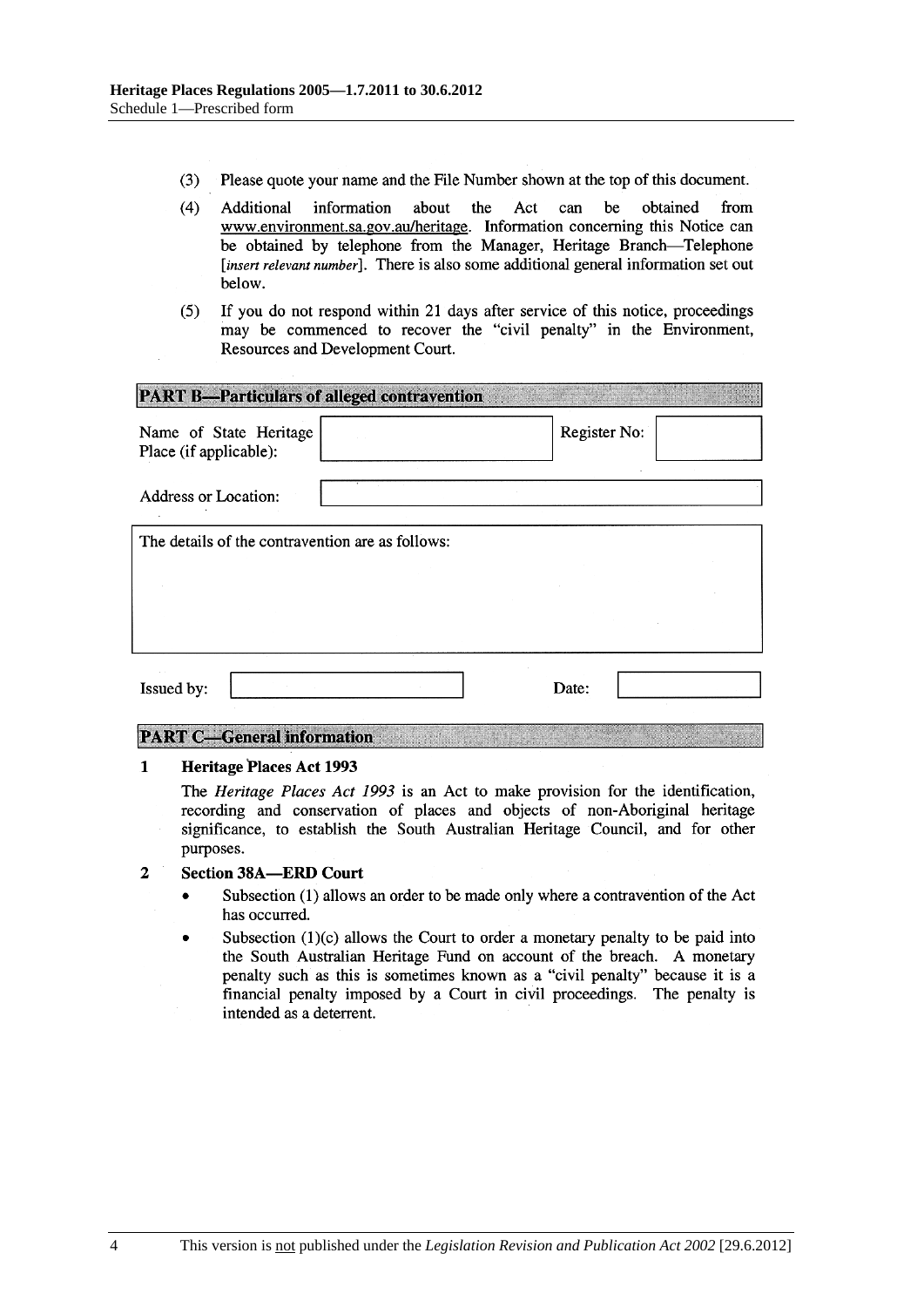(3) Please quote your name and the File Number shown at the top of this document.

(4) Additional information about the Act can be obtained from www.environment.sa.gov.au/heritage. Information concerning this Notice can be obtained by telephone from the Manager, Heritage Branch—Telephone [*insert relevant number*]. There is also some additional general information set out below.

(5) If you do not respond within 21 days after service of this notice, proceedings may be commenced to recover the "civil penalty" in the Environment, Resources and Development Court.

## PART B—Particulars of alleged contravention

| Name of State Heritage Place (if applicable): | | Register No: | |
|---|---|---|---|
| Address or Location: | | | |

| The details of the contravention are as follows: |
|---|
| |

| Issued by: | | Date: | |
|---|---|---|---|

## PART C—General information

**1 Heritage Places Act 1993**

The *Heritage Places Act 1993* is an Act to make provision for the identification, recording and conservation of places and objects of non-Aboriginal heritage significance, to establish the South Australian Heritage Council, and for other purposes.

**2 Section 38A—ERD Court**

- Subsection (1) allows an order to be made only where a contravention of the Act has occurred.
- Subsection (1)(c) allows the Court to order a monetary penalty to be paid into the South Australian Heritage Fund on account of the breach. A monetary penalty such as this is sometimes known as a "civil penalty" because it is a financial penalty imposed by a Court in civil proceedings. The penalty is intended as a deterrent.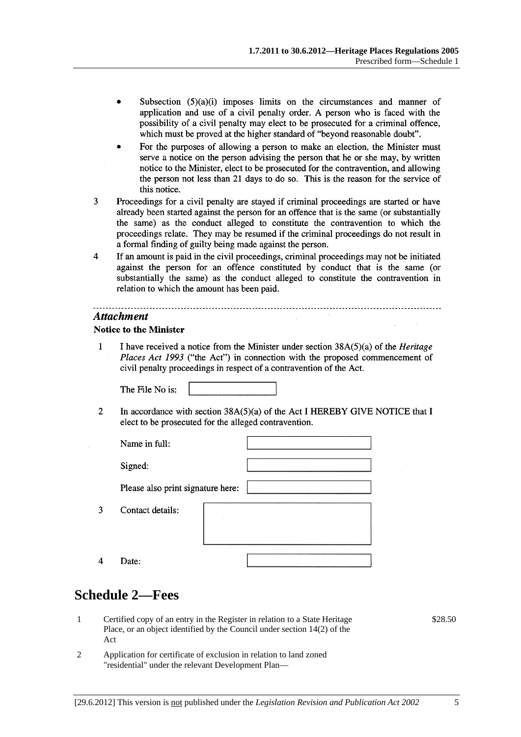- Subsection (5)(a)(i) imposes limits on the circumstances and manner of application and use of a civil penalty order. A person who is faced with the possibility of a civil penalty may elect to be prosecuted for a criminal offence, which must be proved at the higher standard of "beyond reasonable doubt".
- For the purposes of allowing a person to make an election, the Minister must serve a notice on the person advising the person that he or she may, by written notice to the Minister, elect to be prosecuted for the contravention, and allowing the person not less than 21 days to do so. This is the reason for the service of this notice.

3 Proceedings for a civil penalty are stayed if criminal proceedings are started or have already been started against the person for an offence that is the same (or substantially the same) as the conduct alleged to constitute the contravention to which the proceedings relate. They may be resumed if the criminal proceedings do not result in a formal finding of guilty being made against the person.

4 If an amount is paid in the civil proceedings, criminal proceedings may not be initiated against the person for an offence constituted by conduct that is the same (or substantially the same) as the conduct alleged to constitute the contravention in relation to which the amount has been paid.

---

***Attachment***

**Notice to the Minister**

1 I have received a notice from the Minister under section 38A(5)(a) of the *Heritage Places Act 1993* ("the Act") in connection with the proposed commencement of civil penalty proceedings in respect of a contravention of the Act.

The File No is: ________

2 In accordance with section 38A(5)(a) of the Act I HEREBY GIVE NOTICE that I elect to be prosecuted for the alleged contravention.

Name in full: ________

Signed: ________

Please also print signature here: ________

3 Contact details: ________

4 Date: ________

# Schedule 2—Fees

1 Certified copy of an entry in the Register in relation to a State Heritage Place, or an object identified by the Council under section 14(2) of the Act — $28.50

2 Application for certificate of exclusion in relation to land zoned "residential" under the relevant Development Plan—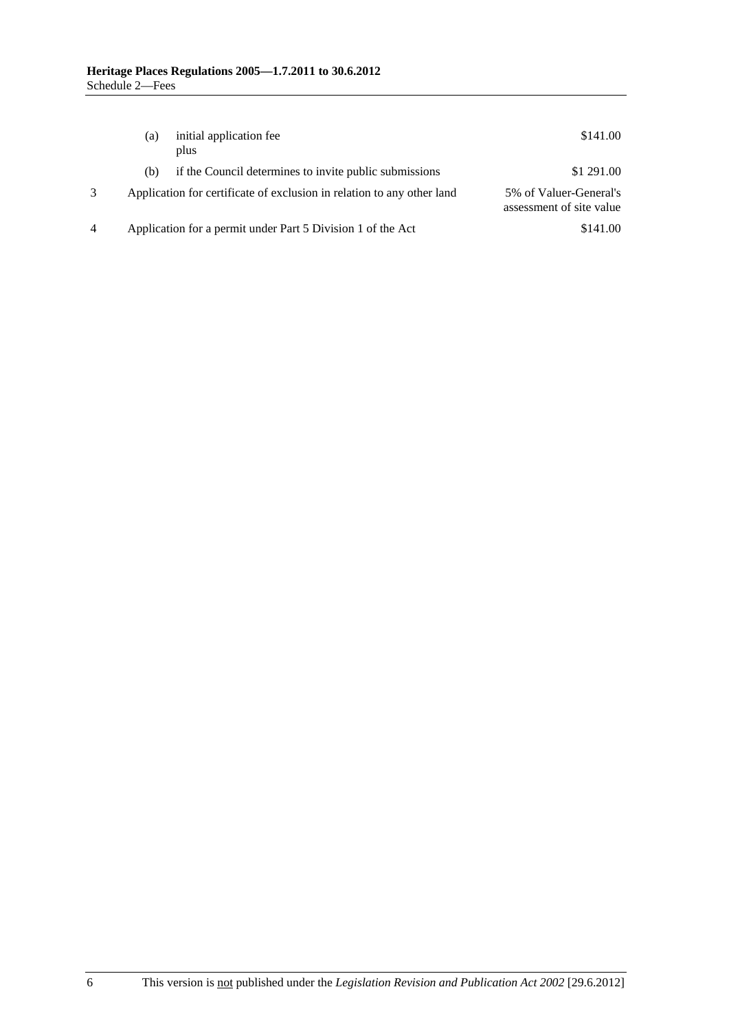| | | | |
|---|---|---|---|
| | (a) | initial application fee<br>plus | $141.00 |
| | (b) | if the Council determines to invite public submissions | $1 291.00 |
| 3 | Application for certificate of exclusion in relation to any other land | | 5% of Valuer-General's assessment of site value |
| 4 | Application for a permit under Part 5 Division 1 of the Act | | $141.00 |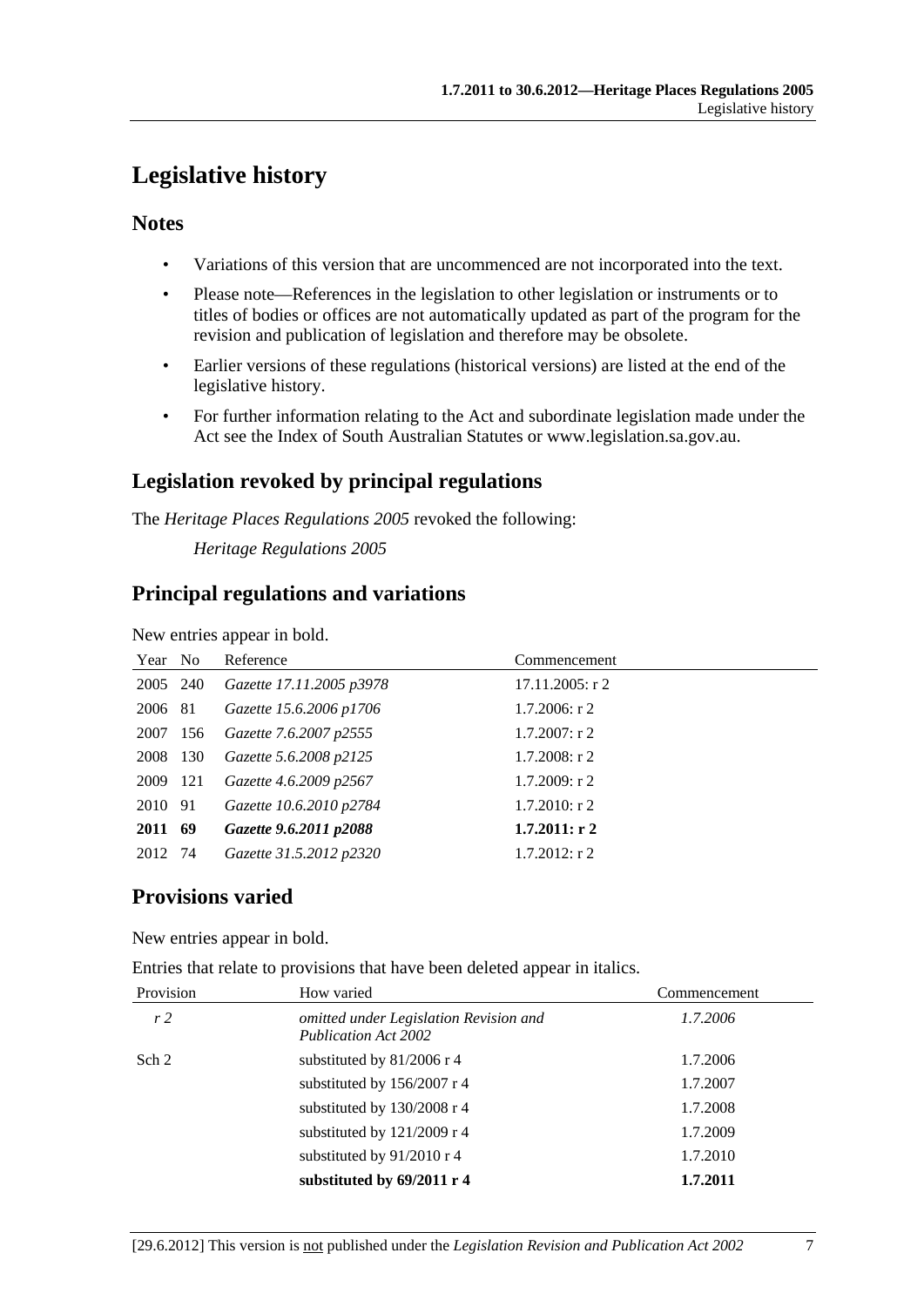# Legislative history

## Notes

- Variations of this version that are uncommenced are not incorporated into the text.
- Please note—References in the legislation to other legislation or instruments or to titles of bodies or offices are not automatically updated as part of the program for the revision and publication of legislation and therefore may be obsolete.
- Earlier versions of these regulations (historical versions) are listed at the end of the legislative history.
- For further information relating to the Act and subordinate legislation made under the Act see the Index of South Australian Statutes or www.legislation.sa.gov.au.

## Legislation revoked by principal regulations

The *Heritage Places Regulations 2005* revoked the following:

*Heritage Regulations 2005*

## Principal regulations and variations

New entries appear in bold.

| Year | No | Reference | Commencement |
|---|---|---|---|
| 2005 | 240 | *Gazette 17.11.2005 p3978* | 17.11.2005: r 2 |
| 2006 | 81 | *Gazette 15.6.2006 p1706* | 1.7.2006: r 2 |
| 2007 | 156 | *Gazette 7.6.2007 p2555* | 1.7.2007: r 2 |
| 2008 | 130 | *Gazette 5.6.2008 p2125* | 1.7.2008: r 2 |
| 2009 | 121 | *Gazette 4.6.2009 p2567* | 1.7.2009: r 2 |
| 2010 | 91 | *Gazette 10.6.2010 p2784* | 1.7.2010: r 2 |
| **2011** | **69** | ***Gazette 9.6.2011 p2088*** | **1.7.2011: r 2** |
| 2012 | 74 | *Gazette 31.5.2012 p2320* | 1.7.2012: r 2 |

## Provisions varied

New entries appear in bold.

Entries that relate to provisions that have been deleted appear in italics.

| Provision | How varied | Commencement |
|---|---|---|
| *r 2* | *omitted under Legislation Revision and Publication Act 2002* | *1.7.2006* |
| Sch 2 | substituted by 81/2006 r 4 | 1.7.2006 |
| | substituted by 156/2007 r 4 | 1.7.2007 |
| | substituted by 130/2008 r 4 | 1.7.2008 |
| | substituted by 121/2009 r 4 | 1.7.2009 |
| | substituted by 91/2010 r 4 | 1.7.2010 |
| | **substituted by 69/2011 r 4** | **1.7.2011** |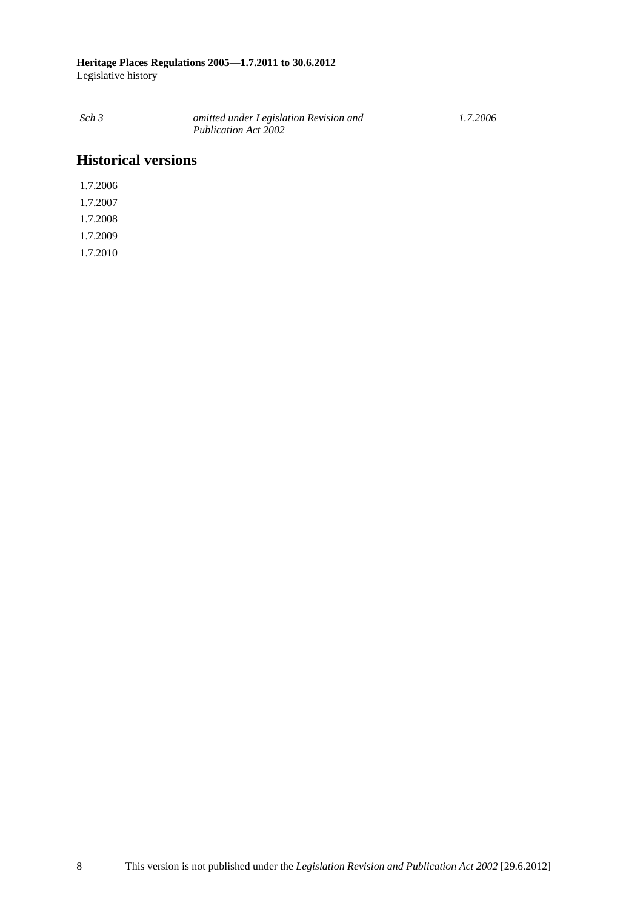| | | |
|---|---|---|
| *Sch 3* | *omitted under Legislation Revision and Publication Act 2002* | *1.7.2006* |

## Historical versions

1.7.2006

1.7.2007

1.7.2008

1.7.2009

1.7.2010